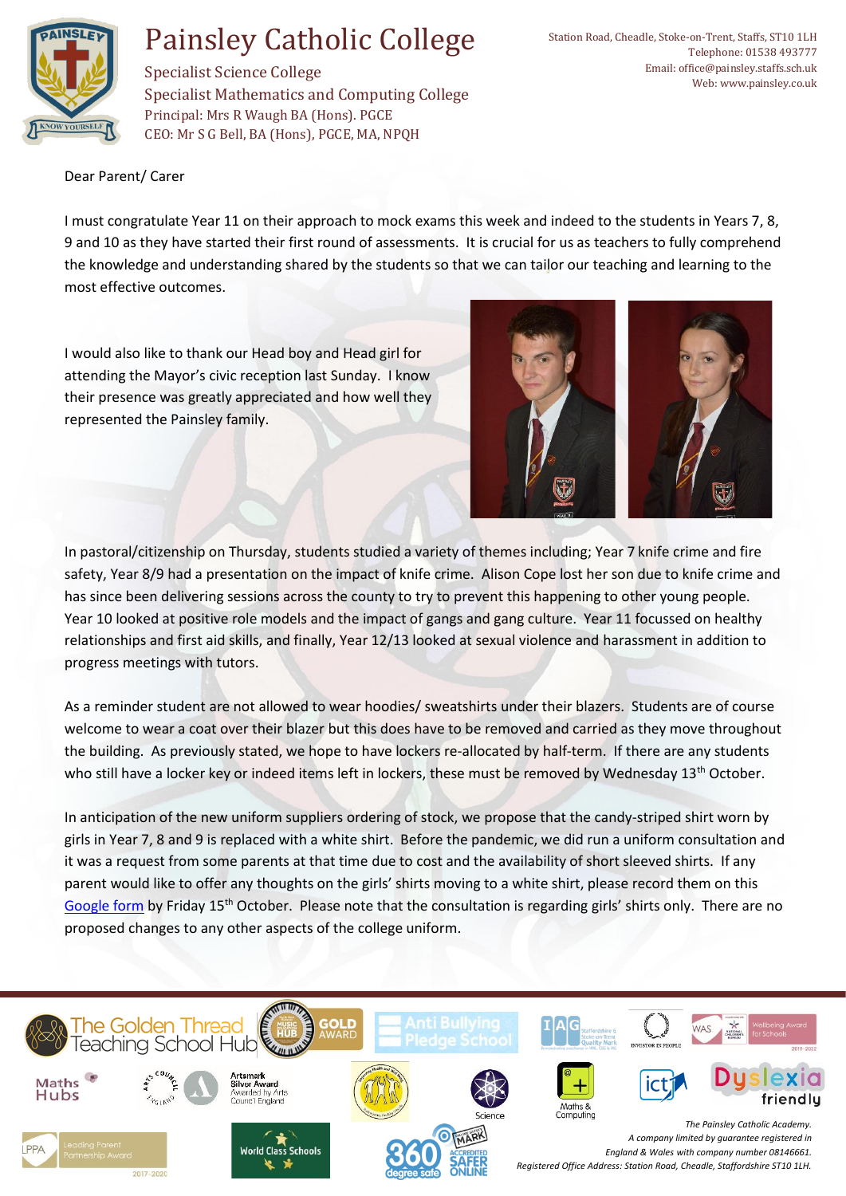# Painsley Catholic College

Specialist Science College
Specialist Mathematics and Computing College
Principal: Mrs R Waugh BA (Hons). PGCE
CEO: Mr S G Bell, BA (Hons), PGCE, MA, NPQH

Station Road, Cheadle, Stoke-on-Trent, Staffs, ST10 1LH
Telephone: 01538 493777
Email: office@painsley.staffs.sch.uk
Web: www.painsley.co.uk

Dear Parent/ Carer

I must congratulate Year 11 on their approach to mock exams this week and indeed to the students in Years 7, 8, 9 and 10 as they have started their first round of assessments. It is crucial for us as teachers to fully comprehend the knowledge and understanding shared by the students so that we can tailor our teaching and learning to the most effective outcomes.

I would also like to thank our Head boy and Head girl for attending the Mayor's civic reception last Sunday. I know their presence was greatly appreciated and how well they represented the Painsley family.

In pastoral/citizenship on Thursday, students studied a variety of themes including; Year 7 knife crime and fire safety, Year 8/9 had a presentation on the impact of knife crime. Alison Cope lost her son due to knife crime and has since been delivering sessions across the county to try to prevent this happening to other young people. Year 10 looked at positive role models and the impact of gangs and gang culture. Year 11 focussed on healthy relationships and first aid skills, and finally, Year 12/13 looked at sexual violence and harassment in addition to progress meetings with tutors.

As a reminder student are not allowed to wear hoodies/ sweatshirts under their blazers. Students are of course welcome to wear a coat over their blazer but this does have to be removed and carried as they move throughout the building. As previously stated, we hope to have lockers re-allocated by half-term. If there are any students who still have a locker key or indeed items left in lockers, these must be removed by Wednesday 13th October.

In anticipation of the new uniform suppliers ordering of stock, we propose that the candy-striped shirt worn by girls in Year 7, 8 and 9 is replaced with a white shirt. Before the pandemic, we did run a uniform consultation and it was a request from some parents at that time due to cost and the availability of short sleeved shirts. If any parent would like to offer any thoughts on the girls' shirts moving to a white shirt, please record them on this Google form by Friday 15th October. Please note that the consultation is regarding girls' shirts only. There are no proposed changes to any other aspects of the college uniform.

*The Painsley Catholic Academy.*
*A company limited by guarantee registered in England & Wales with company number 08146661.*
*Registered Office Address: Station Road, Cheadle, Staffordshire ST10 1LH.*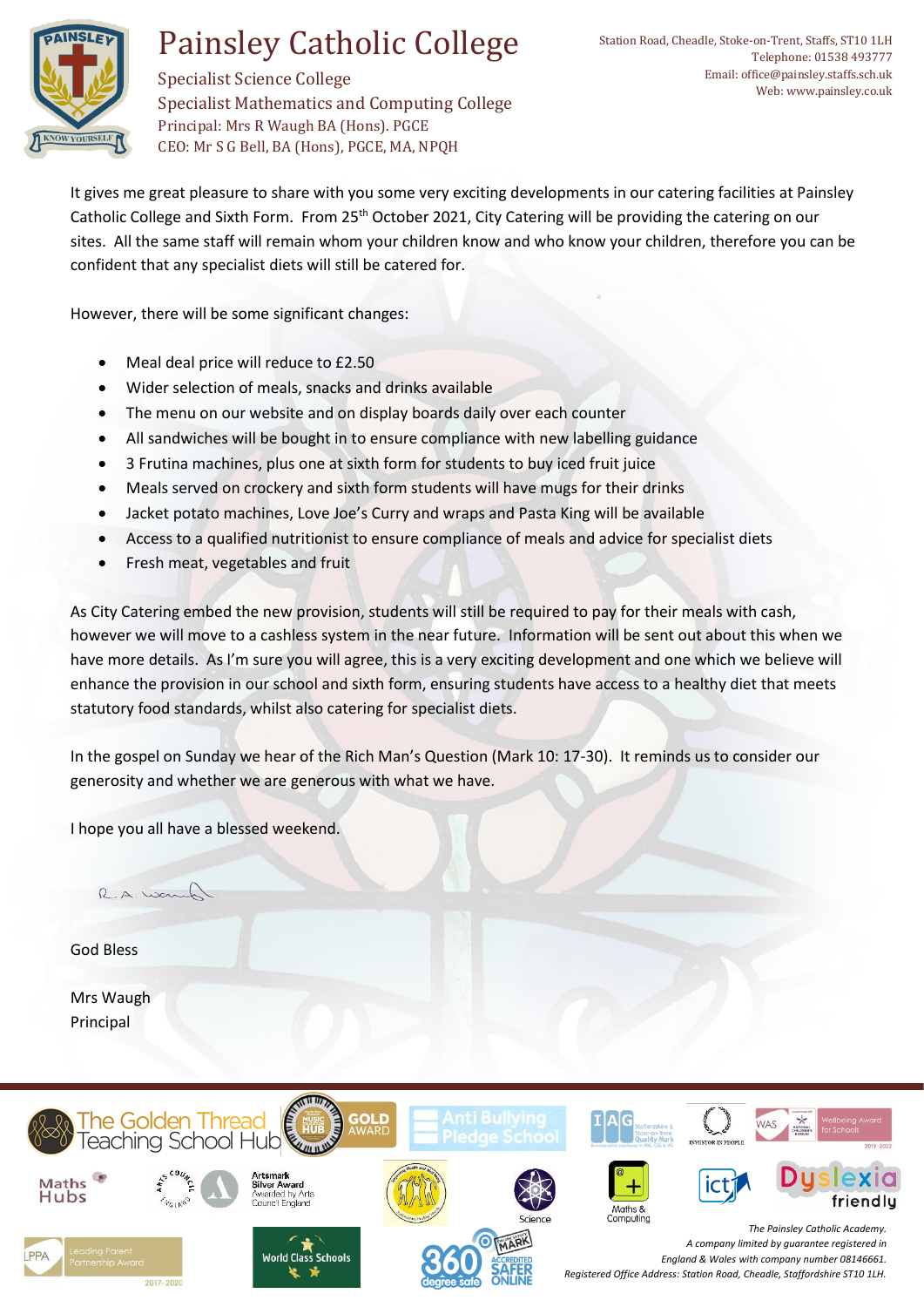# Painsley Catholic College

Specialist Science College
Specialist Mathematics and Computing College
Principal: Mrs R Waugh BA (Hons). PGCE
CEO: Mr S G Bell, BA (Hons), PGCE, MA, NPQH

Station Road, Cheadle, Stoke-on-Trent, Staffs, ST10 1LH
Telephone: 01538 493777
Email: office@painsley.staffs.sch.uk
Web: www.painsley.co.uk

It gives me great pleasure to share with you some very exciting developments in our catering facilities at Painsley Catholic College and Sixth Form. From 25th October 2021, City Catering will be providing the catering on our sites. All the same staff will remain whom your children know and who know your children, therefore you can be confident that any specialist diets will still be catered for.

However, there will be some significant changes:

- Meal deal price will reduce to £2.50
- Wider selection of meals, snacks and drinks available
- The menu on our website and on display boards daily over each counter
- All sandwiches will be bought in to ensure compliance with new labelling guidance
- 3 Frutina machines, plus one at sixth form for students to buy iced fruit juice
- Meals served on crockery and sixth form students will have mugs for their drinks
- Jacket potato machines, Love Joe's Curry and wraps and Pasta King will be available
- Access to a qualified nutritionist to ensure compliance of meals and advice for specialist diets
- Fresh meat, vegetables and fruit

As City Catering embed the new provision, students will still be required to pay for their meals with cash, however we will move to a cashless system in the near future. Information will be sent out about this when we have more details. As I'm sure you will agree, this is a very exciting development and one which we believe will enhance the provision in our school and sixth form, ensuring students have access to a healthy diet that meets statutory food standards, whilst also catering for specialist diets.

In the gospel on Sunday we hear of the Rich Man's Question (Mark 10: 17-30). It reminds us to consider our generosity and whether we are generous with what we have.

I hope you all have a blessed weekend.

God Bless

Mrs Waugh
Principal

*The Painsley Catholic Academy.*
*A company limited by guarantee registered in England & Wales with company number 08146661.*
*Registered Office Address: Station Road, Cheadle, Staffordshire ST10 1LH.*